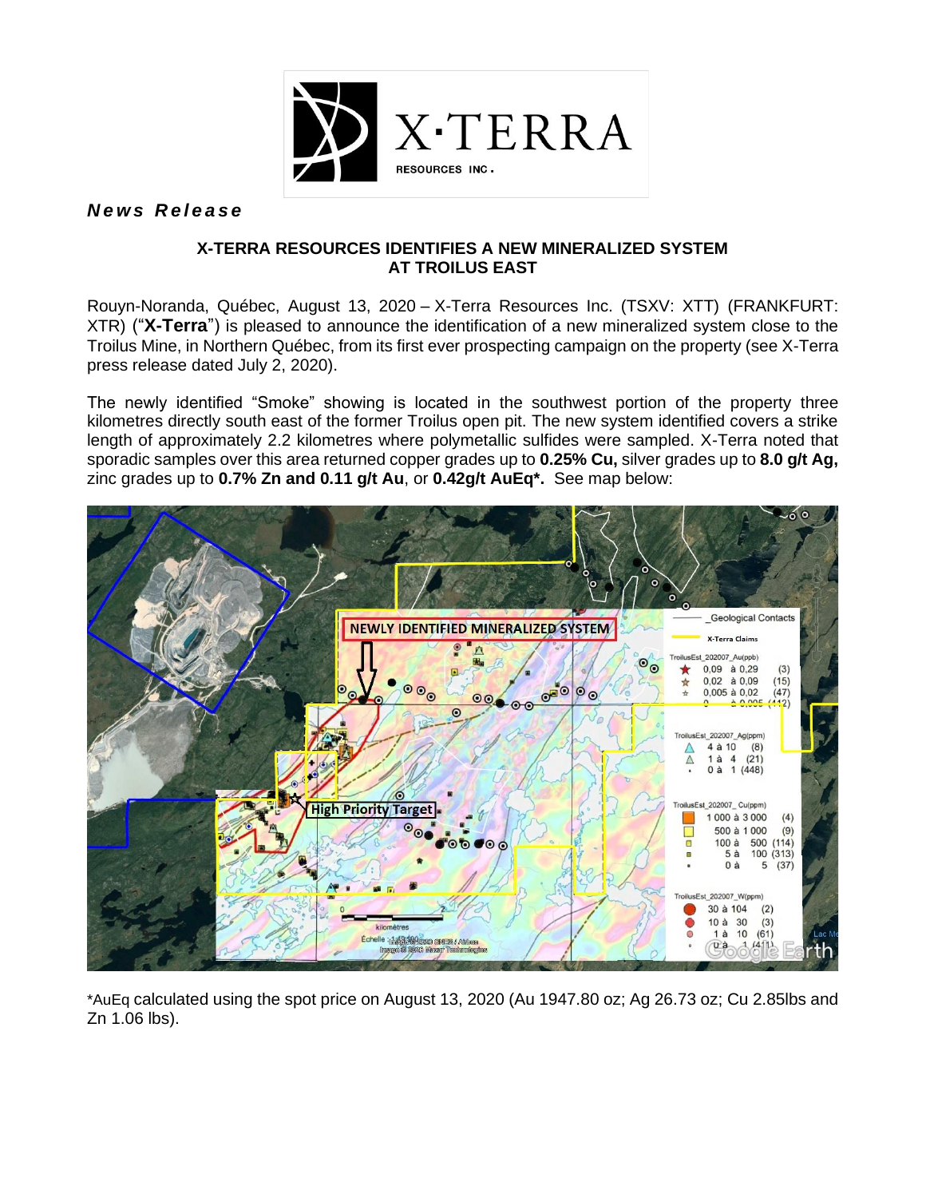*News Release*

**X-TERRA RESOURCES IDENTIFIES A NEW MINERALIZED SYSTEM AT TROILUS EAST**

Rouyn-Noranda, Québec, August 13, 2020 – X-Terra Resources Inc. (TSXV: XTT) (FRANKFURT: XTR) ("**X-Terra**") is pleased to announce the identification of a new mineralized system close to the Troilus Mine, in Northern Québec, from its first ever prospecting campaign on the property (see X-Terra press release dated July 2, 2020).

The newly identified "Smoke" showing is located in the southwest portion of the property three kilometres directly south east of the former Troilus open pit. The new system identified covers a strike length of approximately 2.2 kilometres where polymetallic sulfides were sampled. X-Terra noted that sporadic samples over this area returned copper grades up to **0.25% Cu,** silver grades up to **8.0 g/t Ag,** zinc grades up to **0.7% Zn and 0.11 g/t Au**, or **0.42g/t AuEq\*.** See map below:

*AuEq calculated using the spot price on August 13, 2020 (Au 1947.80 oz; Ag 26.73 oz; Cu 2.85lbs and Zn 1.06 lbs).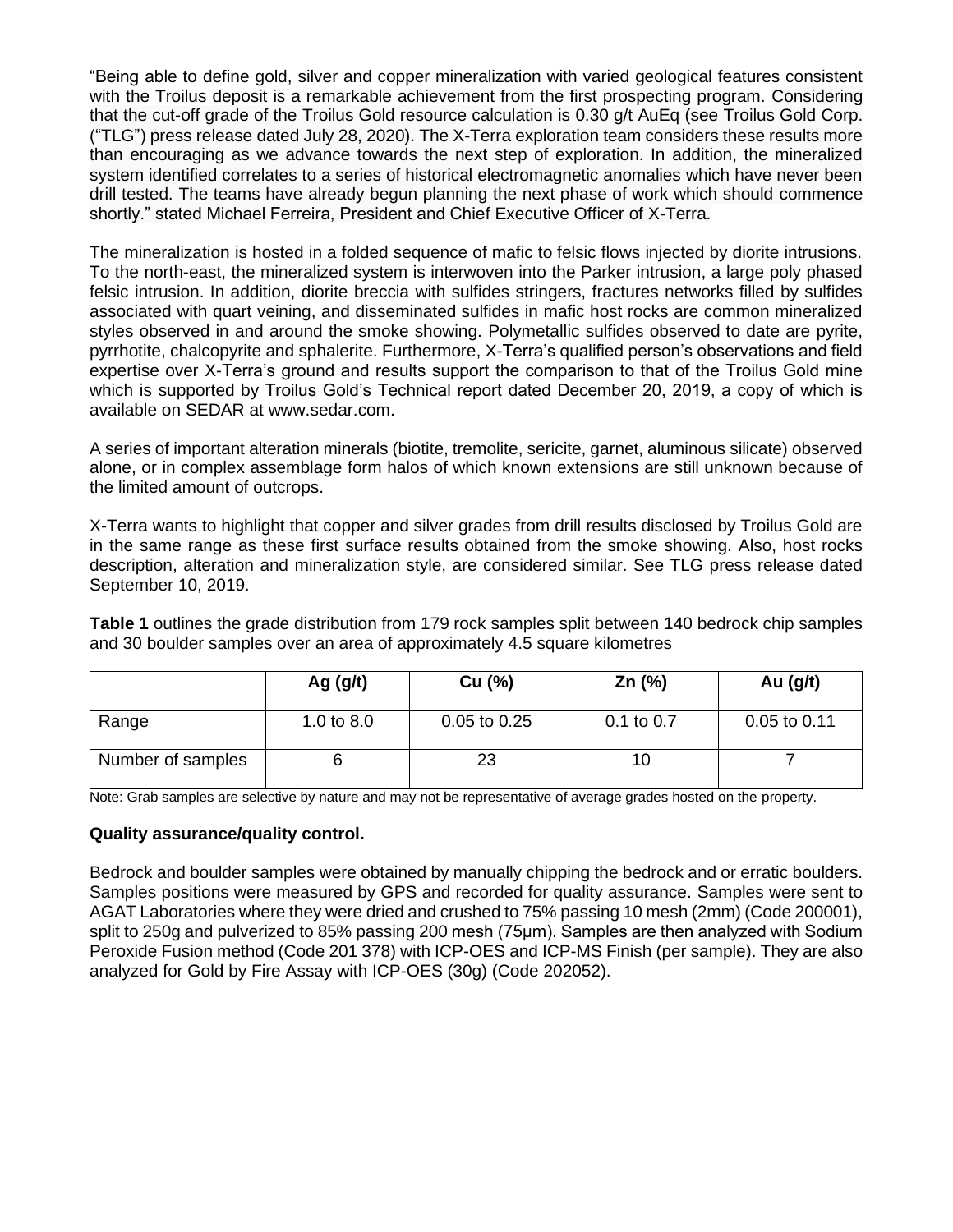"Being able to define gold, silver and copper mineralization with varied geological features consistent with the Troilus deposit is a remarkable achievement from the first prospecting program. Considering that the cut-off grade of the Troilus Gold resource calculation is 0.30 g/t AuEq (see Troilus Gold Corp. ("TLG") press release dated July 28, 2020). The X-Terra exploration team considers these results more than encouraging as we advance towards the next step of exploration. In addition, the mineralized system identified correlates to a series of historical electromagnetic anomalies which have never been drill tested. The teams have already begun planning the next phase of work which should commence shortly." stated Michael Ferreira, President and Chief Executive Officer of X-Terra.

The mineralization is hosted in a folded sequence of mafic to felsic flows injected by diorite intrusions. To the north-east, the mineralized system is interwoven into the Parker intrusion, a large poly phased felsic intrusion. In addition, diorite breccia with sulfides stringers, fractures networks filled by sulfides associated with quart veining, and disseminated sulfides in mafic host rocks are common mineralized styles observed in and around the smoke showing. Polymetallic sulfides observed to date are pyrite, pyrrhotite, chalcopyrite and sphalerite. Furthermore, X-Terra's qualified person's observations and field expertise over X-Terra's ground and results support the comparison to that of the Troilus Gold mine which is supported by Troilus Gold's Technical report dated December 20, 2019, a copy of which is available on SEDAR at www.sedar.com.

A series of important alteration minerals (biotite, tremolite, sericite, garnet, aluminous silicate) observed alone, or in complex assemblage form halos of which known extensions are still unknown because of the limited amount of outcrops.

X-Terra wants to highlight that copper and silver grades from drill results disclosed by Troilus Gold are in the same range as these first surface results obtained from the smoke showing. Also, host rocks description, alteration and mineralization style, are considered similar. See TLG press release dated September 10, 2019.

**Table 1** outlines the grade distribution from 179 rock samples split between 140 bedrock chip samples and 30 boulder samples over an area of approximately 4.5 square kilometres

| | Ag (g/t) | Cu (%) | Zn (%) | Au (g/t) |
|---|---|---|---|---|
| Range | 1.0 to 8.0 | 0.05 to 0.25 | 0.1 to 0.7 | 0.05 to 0.11 |
| Number of samples | 6 | 23 | 10 | 7 |

Note: Grab samples are selective by nature and may not be representative of average grades hosted on the property.

**Quality assurance/quality control.**

Bedrock and boulder samples were obtained by manually chipping the bedrock and or erratic boulders. Samples positions were measured by GPS and recorded for quality assurance. Samples were sent to AGAT Laboratories where they were dried and crushed to 75% passing 10 mesh (2mm) (Code 200001), split to 250g and pulverized to 85% passing 200 mesh (75µm). Samples are then analyzed with Sodium Peroxide Fusion method (Code 201 378) with ICP-OES and ICP-MS Finish (per sample). They are also analyzed for Gold by Fire Assay with ICP-OES (30g) (Code 202052).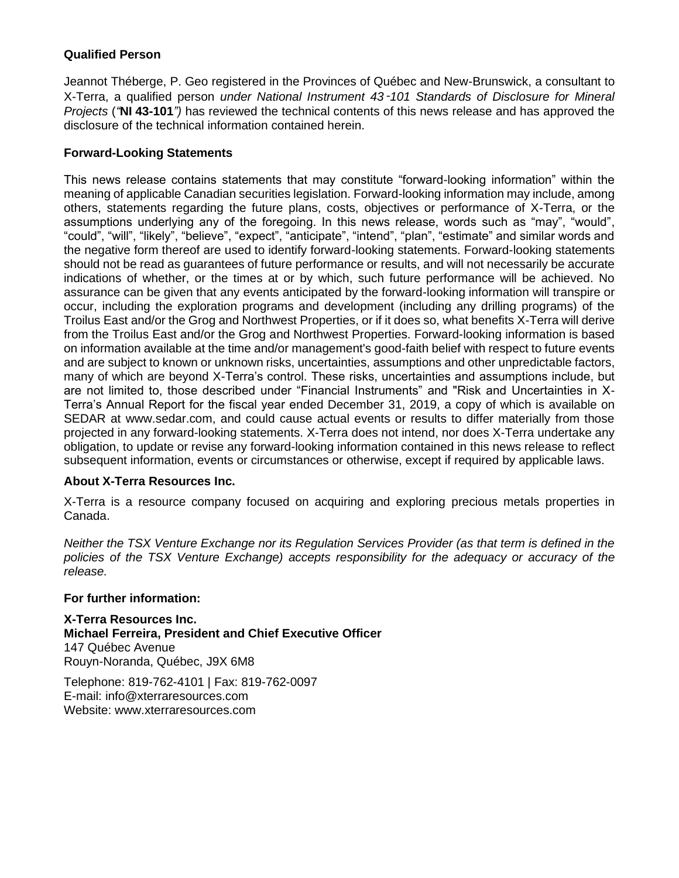**Qualified Person**

Jeannot Théberge, P. Geo registered in the Provinces of Québec and New-Brunswick, a consultant to X-Terra, a qualified person *under National Instrument 43-101 Standards of Disclosure for Mineral Projects* (*"***NI 43-101***")* has reviewed the technical contents of this news release and has approved the disclosure of the technical information contained herein.

**Forward-Looking Statements**

This news release contains statements that may constitute "forward-looking information" within the meaning of applicable Canadian securities legislation. Forward-looking information may include, among others, statements regarding the future plans, costs, objectives or performance of X-Terra, or the assumptions underlying any of the foregoing. In this news release, words such as "may", "would", "could", "will", "likely", "believe", "expect", "anticipate", "intend", "plan", "estimate" and similar words and the negative form thereof are used to identify forward-looking statements. Forward-looking statements should not be read as guarantees of future performance or results, and will not necessarily be accurate indications of whether, or the times at or by which, such future performance will be achieved. No assurance can be given that any events anticipated by the forward-looking information will transpire or occur, including the exploration programs and development (including any drilling programs) of the Troilus East and/or the Grog and Northwest Properties, or if it does so, what benefits X-Terra will derive from the Troilus East and/or the Grog and Northwest Properties. Forward-looking information is based on information available at the time and/or management's good-faith belief with respect to future events and are subject to known or unknown risks, uncertainties, assumptions and other unpredictable factors, many of which are beyond X-Terra's control. These risks, uncertainties and assumptions include, but are not limited to, those described under "Financial Instruments" and "Risk and Uncertainties in X-Terra's Annual Report for the fiscal year ended December 31, 2019, a copy of which is available on SEDAR at www.sedar.com, and could cause actual events or results to differ materially from those projected in any forward-looking statements. X-Terra does not intend, nor does X-Terra undertake any obligation, to update or revise any forward-looking information contained in this news release to reflect subsequent information, events or circumstances or otherwise, except if required by applicable laws.

**About X-Terra Resources Inc.**

X-Terra is a resource company focused on acquiring and exploring precious metals properties in Canada.

*Neither the TSX Venture Exchange nor its Regulation Services Provider (as that term is defined in the policies of the TSX Venture Exchange) accepts responsibility for the adequacy or accuracy of the release.*

**For further information:**

**X-Terra Resources Inc.**
**Michael Ferreira, President and Chief Executive Officer**
147 Québec Avenue
Rouyn-Noranda, Québec, J9X 6M8

Telephone: 819-762-4101 | Fax: 819-762-0097
E-mail: info@xterraresources.com
Website: www.xterraresources.com